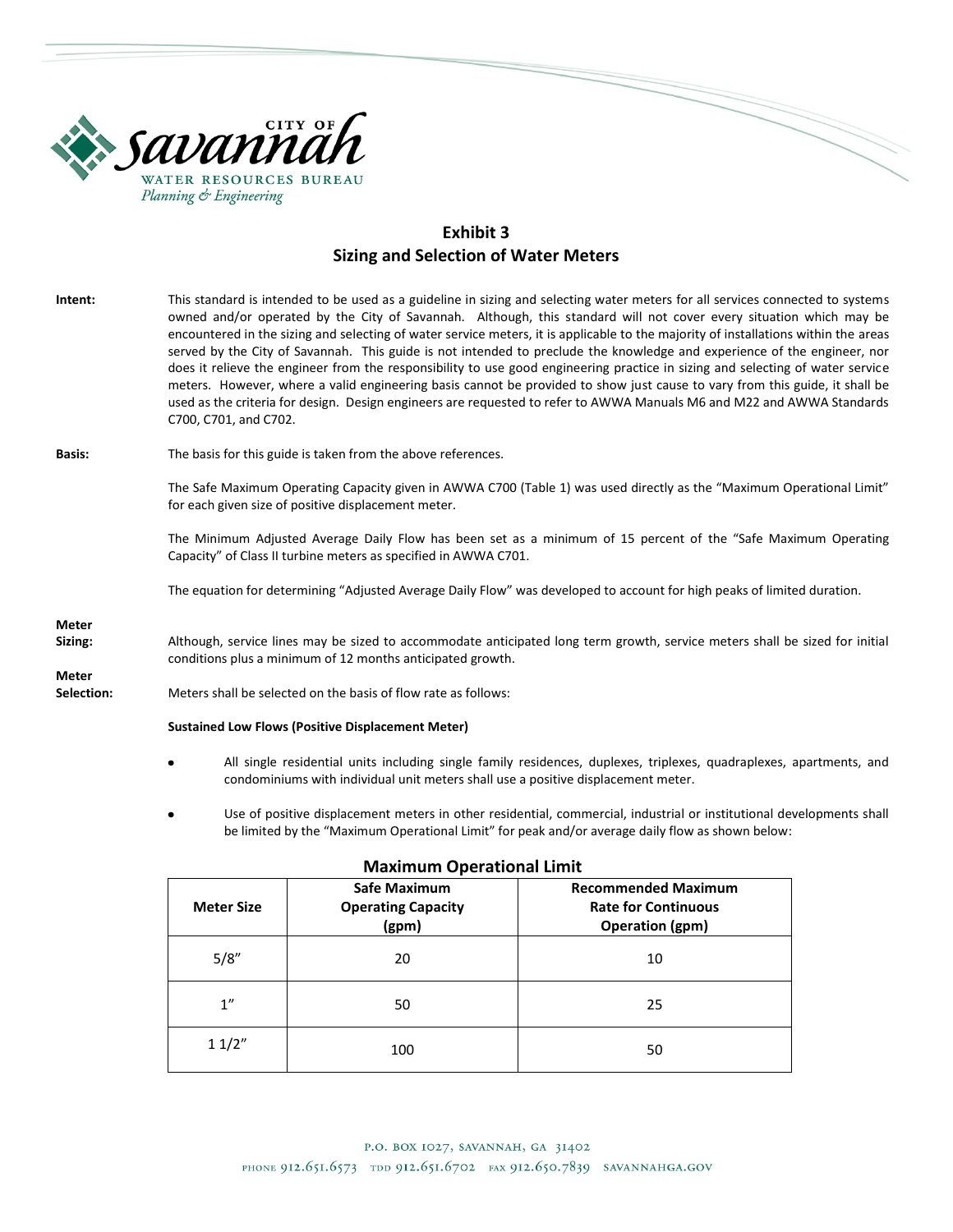CITY OF Savannah
WATER RESOURCES BUREAU
*Planning & Engineering*

# Exhibit 3
## Sizing and Selection of Water Meters

**Intent:** This standard is intended to be used as a guideline in sizing and selecting water meters for all services connected to systems owned and/or operated by the City of Savannah. Although, this standard will not cover every situation which may be encountered in the sizing and selecting of water service meters, it is applicable to the majority of installations within the areas served by the City of Savannah. This guide is not intended to preclude the knowledge and experience of the engineer, nor does it relieve the engineer from the responsibility to use good engineering practice in sizing and selecting of water service meters. However, where a valid engineering basis cannot be provided to show just cause to vary from this guide, it shall be used as the criteria for design. Design engineers are requested to refer to AWWA Manuals M6 and M22 and AWWA Standards C700, C701, and C702.

**Basis:** The basis for this guide is taken from the above references.

The Safe Maximum Operating Capacity given in AWWA C700 (Table 1) was used directly as the "Maximum Operational Limit" for each given size of positive displacement meter.

The Minimum Adjusted Average Daily Flow has been set as a minimum of 15 percent of the "Safe Maximum Operating Capacity" of Class II turbine meters as specified in AWWA C701.

The equation for determining "Adjusted Average Daily Flow" was developed to account for high peaks of limited duration.

**Meter Sizing:** Although, service lines may be sized to accommodate anticipated long term growth, service meters shall be sized for initial conditions plus a minimum of 12 months anticipated growth.

**Meter Selection:** Meters shall be selected on the basis of flow rate as follows:

**Sustained Low Flows (Positive Displacement Meter)**

- All single residential units including single family residences, duplexes, triplexes, quadraplexes, apartments, and condominiums with individual unit meters shall use a positive displacement meter.
- Use of positive displacement meters in other residential, commercial, industrial or institutional developments shall be limited by the "Maximum Operational Limit" for peak and/or average daily flow as shown below:

**Maximum Operational Limit**

| Meter Size | Safe Maximum Operating Capacity (gpm) | Recommended Maximum Rate for Continuous Operation (gpm) |
|---|---|---|
| 5/8" | 20 | 10 |
| 1" | 50 | 25 |
| 1 1/2" | 100 | 50 |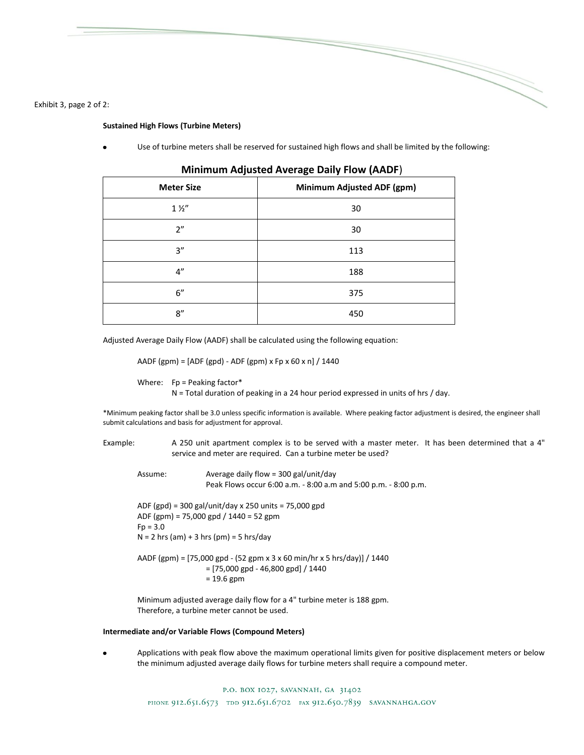Exhibit 3, page 2 of 2:

**Sustained High Flows (Turbine Meters)**

- Use of turbine meters shall be reserved for sustained high flows and shall be limited by the following:

**Minimum Adjusted Average Daily Flow (AADF)**

| Meter Size | Minimum Adjusted ADF (gpm) |
|---|---|
| 1 ½" | 30 |
| 2" | 30 |
| 3" | 113 |
| 4" | 188 |
| 6" | 375 |
| 8" | 450 |

Adjusted Average Daily Flow (AADF) shall be calculated using the following equation:

AADF (gpm) = [ADF (gpd) - ADF (gpm) x Fp x 60 x n] / 1440

Where: Fp = Peaking factor*
N = Total duration of peaking in a 24 hour period expressed in units of hrs / day.

*Minimum peaking factor shall be 3.0 unless specific information is available. Where peaking factor adjustment is desired, the engineer shall submit calculations and basis for adjustment for approval.

Example: A 250 unit apartment complex is to be served with a master meter. It has been determined that a 4" service and meter are required. Can a turbine meter be used?

Assume: Average daily flow = 300 gal/unit/day
Peak Flows occur 6:00 a.m. - 8:00 a.m and 5:00 p.m. - 8:00 p.m.

ADF (gpd) = 300 gal/unit/day x 250 units = 75,000 gpd
ADF (gpm) = 75,000 gpd / 1440 = 52 gpm
Fp = 3.0
N = 2 hrs (am) + 3 hrs (pm) = 5 hrs/day

AADF (gpm) = [75,000 gpd - (52 gpm x 3 x 60 min/hr x 5 hrs/day)] / 1440
= [75,000 gpd - 46,800 gpd] / 1440
= 19.6 gpm

Minimum adjusted average daily flow for a 4" turbine meter is 188 gpm.
Therefore, a turbine meter cannot be used.

**Intermediate and/or Variable Flows (Compound Meters)**

- Applications with peak flow above the maximum operational limits given for positive displacement meters or below the minimum adjusted average daily flows for turbine meters shall require a compound meter.